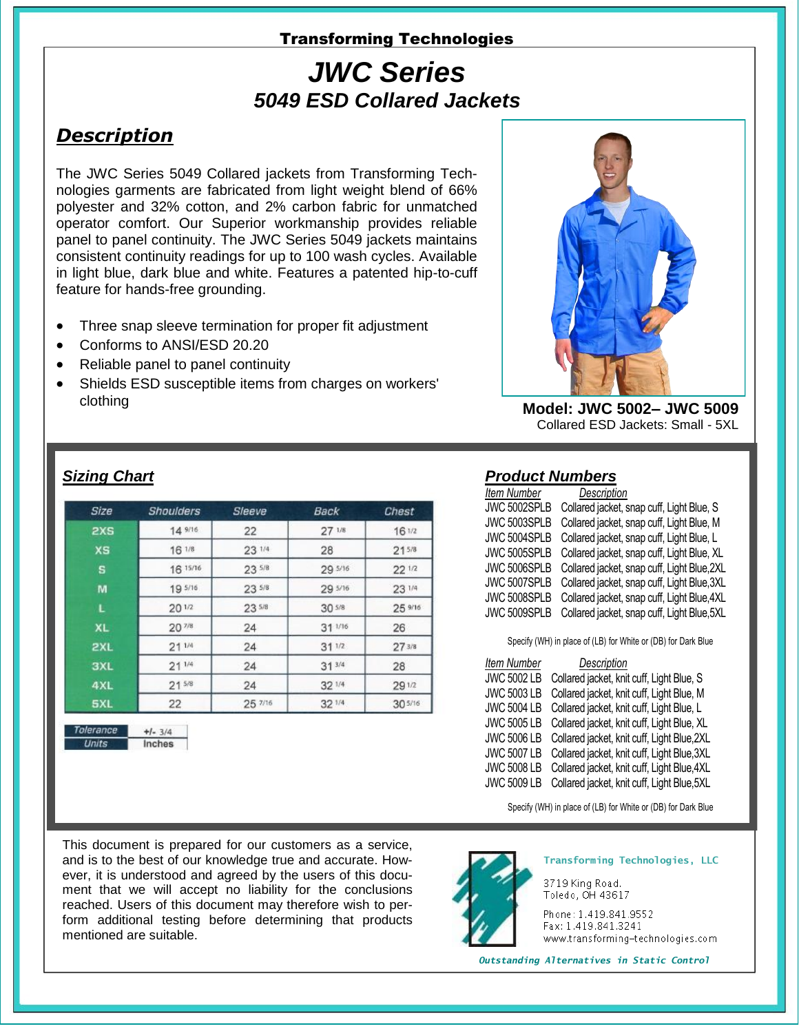**Transforming Technologies**

# JWC Series

## 5049 ESD Collared Jackets

## Description

The JWC Series 5049 Collared jackets from Transforming Technologies garments are fabricated from light weight blend of 66% polyester and 32% cotton, and 2% carbon fabric for unmatched operator comfort. Our Superior workmanship provides reliable panel to panel continuity. The JWC Series 5049 jackets maintains consistent continuity readings for up to 100 wash cycles. Available in light blue, dark blue and white. Features a patented hip-to-cuff feature for hands-free grounding.

- Three snap sleeve termination for proper fit adjustment
- Conforms to ANSI/ESD 20.20
- Reliable panel to panel continuity
- Shields ESD susceptible items from charges on workers' clothing

**Model: JWC 5002– JWC 5009**
Collared ESD Jackets: Small - 5XL

## Sizing Chart

| Size | Shoulders | Sleeve | Back | Chest |
|---|---|---|---|---|
| 2XS | 14 9/16 | 22 | 27 1/8 | 16 1/2 |
| XS | 16 1/8 | 23 1/4 | 28 | 21 5/8 |
| S | 16 15/16 | 23 5/8 | 29 5/16 | 22 1/2 |
| M | 19 5/16 | 23 5/8 | 29 5/16 | 23 1/4 |
| L | 20 1/2 | 23 5/8 | 30 5/8 | 25 9/16 |
| XL | 20 7/8 | 24 | 31 1/16 | 26 |
| 2XL | 21 1/4 | 24 | 31 1/2 | 27 3/8 |
| 3XL | 21 1/4 | 24 | 31 3/4 | 28 |
| 4XL | 21 5/8 | 24 | 32 1/4 | 29 1/2 |
| 5XL | 22 | 25 7/16 | 32 1/4 | 30 5/16 |

| Tolerance | +/- 3/4 |
|---|---|
| Units | Inches |

## Product Numbers

| Item Number | Description |
|---|---|
| JWC 5002SPLB | Collared jacket, snap cuff, Light Blue, S |
| JWC 5003SPLB | Collared jacket, snap cuff, Light Blue, M |
| JWC 5004SPLB | Collared jacket, snap cuff, Light Blue, L |
| JWC 5005SPLB | Collared jacket, snap cuff, Light Blue, XL |
| JWC 5006SPLB | Collared jacket, snap cuff, Light Blue,2XL |
| JWC 5007SPLB | Collared jacket, snap cuff, Light Blue,3XL |
| JWC 5008SPLB | Collared jacket, snap cuff, Light Blue,4XL |
| JWC 5009SPLB | Collared jacket, snap cuff, Light Blue,5XL |

Specify (WH) in place of (LB) for White or (DB) for Dark Blue

| Item Number | Description |
|---|---|
| JWC 5002 LB | Collared jacket, knit cuff, Light Blue, S |
| JWC 5003 LB | Collared jacket, knit cuff, Light Blue, M |
| JWC 5004 LB | Collared jacket, knit cuff, Light Blue, L |
| JWC 5005 LB | Collared jacket, knit cuff, Light Blue, XL |
| JWC 5006 LB | Collared jacket, knit cuff, Light Blue,2XL |
| JWC 5007 LB | Collared jacket, knit cuff, Light Blue,3XL |
| JWC 5008 LB | Collared jacket, knit cuff, Light Blue,4XL |
| JWC 5009 LB | Collared jacket, knit cuff, Light Blue,5XL |

Specify (WH) in place of (LB) for White or (DB) for Dark Blue

This document is prepared for our customers as a service, and is to the best of our knowledge true and accurate. However, it is understood and agreed by the users of this document that we will accept no liability for the conclusions reached. Users of this document may therefore wish to perform additional testing before determining that products mentioned are suitable.

**Transforming Technologies, LLC**

3719 King Road.
Toledo, OH 43617

Phone: 1.419.841.9552
Fax: 1.419.841.3241
www.transforming-technologies.com

*Outstanding Alternatives in Static Control*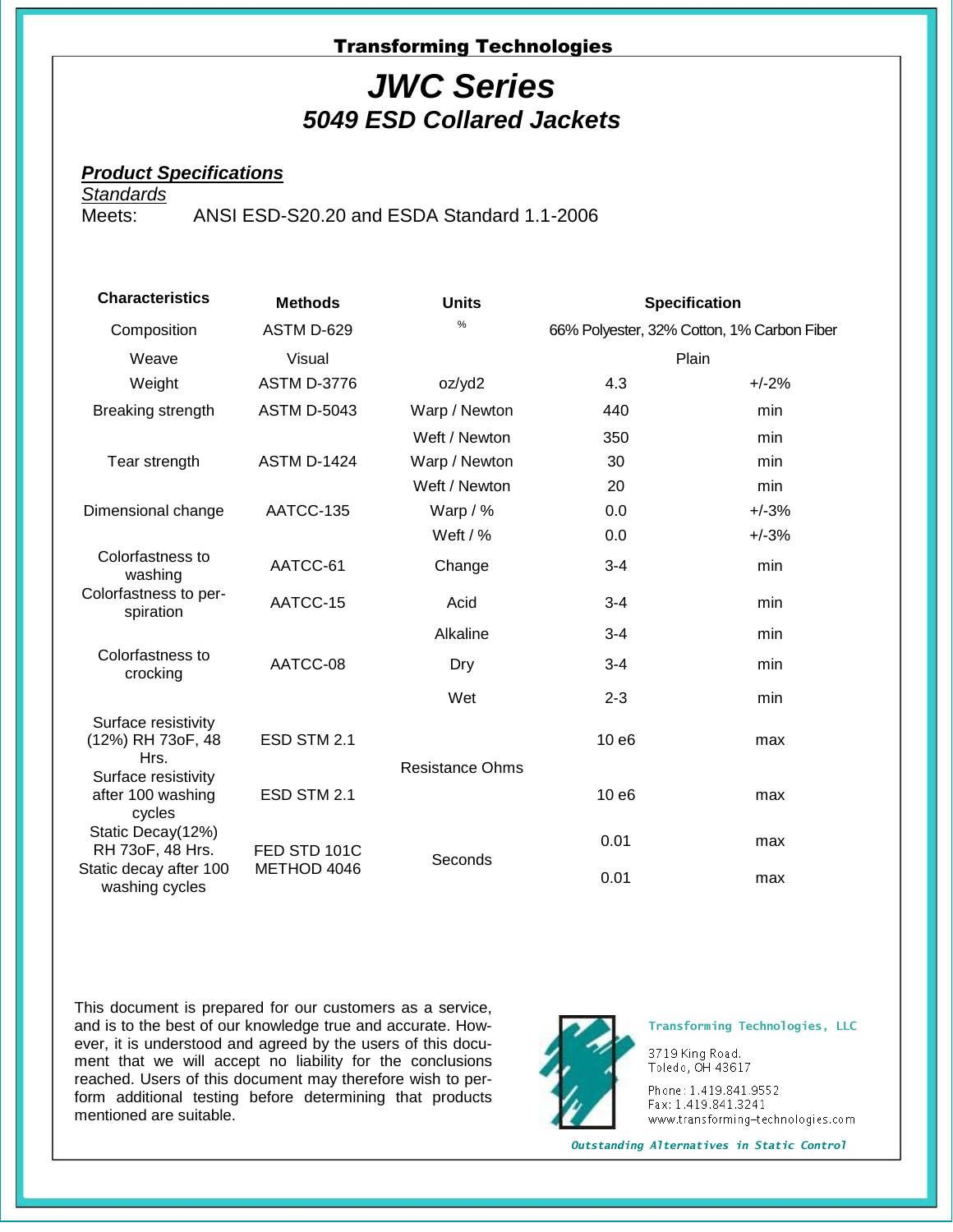Transforming Technologies

# JWC Series

## 5049 ESD Collared Jackets

***Product Specifications***

*Standards*

Meets: ANSI ESD-S20.20 and ESDA Standard 1.1-2006

| Characteristics | Methods | Units | Specification | |
|---|---|---|---|---|
| Composition | ASTM D-629 | % | 66% Polyester, 32% Cotton, 1% Carbon Fiber | |
| Weave | Visual | | Plain | |
| Weight | ASTM D-3776 | oz/yd2 | 4.3 | +/-2% |
| Breaking strength | ASTM D-5043 | Warp / Newton | 440 | min |
| | | Weft / Newton | 350 | min |
| Tear strength | ASTM D-1424 | Warp / Newton | 30 | min |
| | | Weft / Newton | 20 | min |
| Dimensional change | AATCC-135 | Warp / % | 0.0 | +/-3% |
| | | Weft / % | 0.0 | +/-3% |
| Colorfastness to washing | AATCC-61 | Change | 3-4 | min |
| Colorfastness to perspiration | AATCC-15 | Acid | 3-4 | min |
| | | Alkaline | 3-4 | min |
| Colorfastness to crocking | AATCC-08 | Dry | 3-4 | min |
| | | Wet | 2-3 | min |
| Surface resistivity (12%) RH 73oF, 48 Hrs. | ESD STM 2.1 | Resistance Ohms | 10 e6 | max |
| Surface resistivity after 100 washing cycles | ESD STM 2.1 | Resistance Ohms | 10 e6 | max |
| Static Decay(12%) RH 73oF, 48 Hrs. | FED STD 101C METHOD 4046 | Seconds | 0.01 | max |
| Static decay after 100 washing cycles | FED STD 101C METHOD 4046 | Seconds | 0.01 | max |

This document is prepared for our customers as a service, and is to the best of our knowledge true and accurate. However, it is understood and agreed by the users of this document that we will accept no liability for the conclusions reached. Users of this document may therefore wish to perform additional testing before determining that products mentioned are suitable.

**Transforming Technologies, LLC**

3719 King Road.
Toledo, OH 43617

Phone: 1.419.841.9552
Fax: 1.419.841.3241
www.transforming-technologies.com

*Outstanding Alternatives in Static Control*